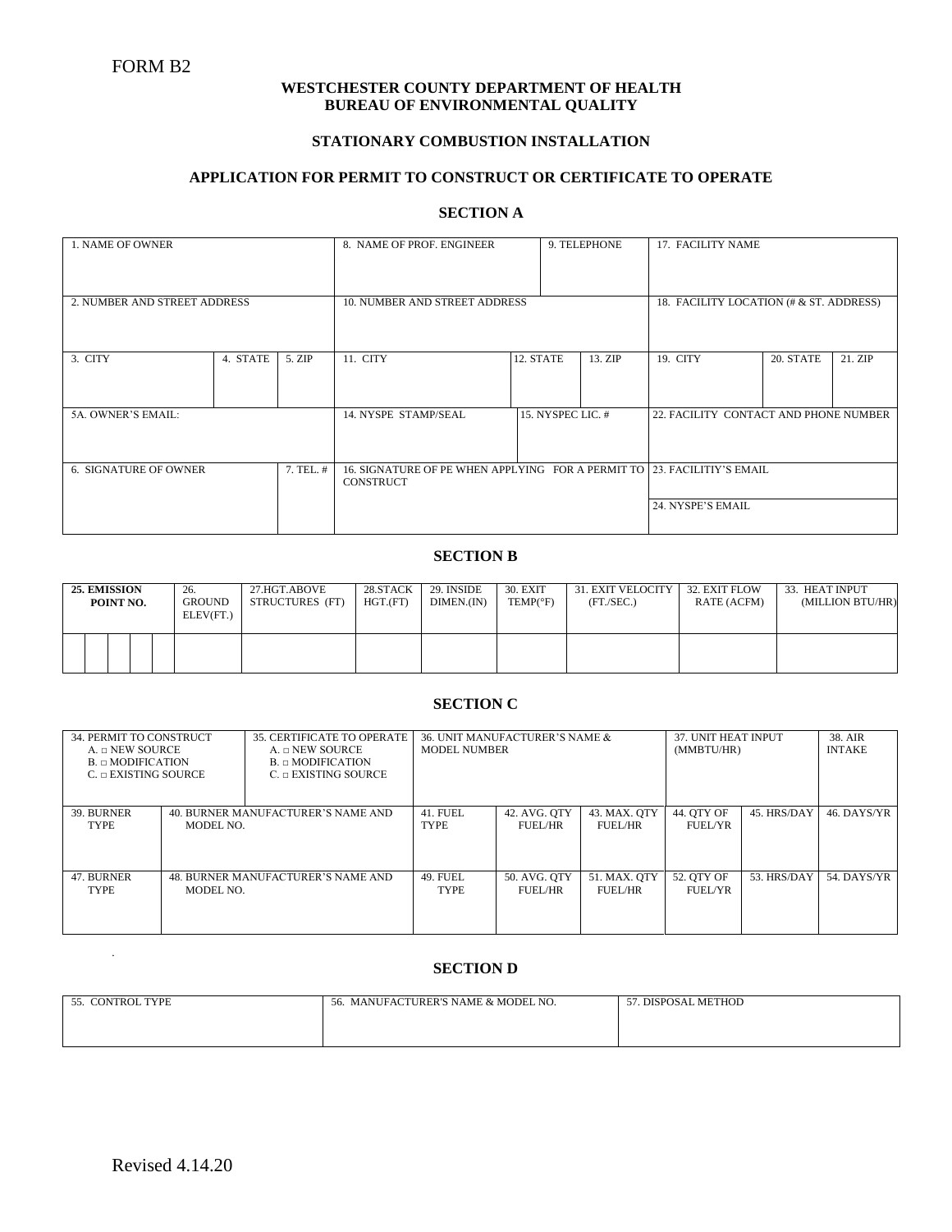FORM B2

**WESTCHESTER COUNTY DEPARTMENT OF HEALTH**
**BUREAU OF ENVIRONMENTAL QUALITY**

## STATIONARY COMBUSTION INSTALLATION

## APPLICATION FOR PERMIT TO CONSTRUCT OR CERTIFICATE TO OPERATE

### SECTION A

| 1. NAME OF OWNER | | | 8. NAME OF PROF. ENGINEER | | 9. TELEPHONE | 17. FACILITY NAME | | |
|---|---|---|---|---|---|---|---|---|
| 2. NUMBER AND STREET ADDRESS | | | 10. NUMBER AND STREET ADDRESS | | | 18. FACILITY LOCATION (# & ST. ADDRESS) | | |
| 3. CITY | 4. STATE | 5. ZIP | 11. CITY | 12. STATE | 13. ZIP | 19. CITY | 20. STATE | 21. ZIP |
| 5A. OWNER'S EMAIL: | | | 14. NYSPE STAMP/SEAL | 15. NYSPEC LIC. # | | 22. FACILITY CONTACT AND PHONE NUMBER | | |
| 6. SIGNATURE OF OWNER | | 7. TEL. # | 16. SIGNATURE OF PE WHEN APPLYING FOR A PERMIT TO CONSTRUCT | | | 23. FACILITIY'S EMAIL | | |
| | | | | | | 24. NYSPE'S EMAIL | | |

### SECTION B

| 25. EMISSION POINT NO. | 26. GROUND ELEV(FT.) | 27.HGT.ABOVE STRUCTURES (FT) | 28.STACK HGT.(FT) | 29. INSIDE DIMEN.(IN) | 30. EXIT TEMP(°F) | 31. EXIT VELOCITY (FT./SEC.) | 32. EXIT FLOW RATE (ACFM) | 33. HEAT INPUT (MILLION BTU/HR) |
|---|---|---|---|---|---|---|---|---|
| | | | | | | | | |

### SECTION C

| 34. PERMIT TO CONSTRUCT<br>A. □ NEW SOURCE<br>B. □ MODIFICATION<br>C. □ EXISTING SOURCE | | 35. CERTIFICATE TO OPERATE<br>A. □ NEW SOURCE<br>B. □ MODIFICATION<br>C. □ EXISTING SOURCE | 36. UNIT MANUFACTURER'S NAME & MODEL NUMBER | | | 37. UNIT HEAT INPUT (MMBTU/HR) | | 38. AIR INTAKE |
|---|---|---|---|---|---|---|---|---|
| 39. BURNER TYPE | 40. BURNER MANUFACTURER'S NAME AND MODEL NO. | | 41. FUEL TYPE | 42. AVG. QTY FUEL/HR | 43. MAX. QTY FUEL/HR | 44. QTY OF FUEL/YR | 45. HRS/DAY | 46. DAYS/YR |
| 47. BURNER TYPE | 48. BURNER MANUFACTURER'S NAME AND MODEL NO. | | 49. FUEL TYPE | 50. AVG. QTY FUEL/HR | 51. MAX. QTY FUEL/HR | 52. QTY OF FUEL/YR | 53. HRS/DAY | 54. DAYS/YR |

### SECTION D

| 55. CONTROL TYPE | 56. MANUFACTURER'S NAME & MODEL NO. | 57. DISPOSAL METHOD |
|---|---|---|
| | | |

Revised 4.14.20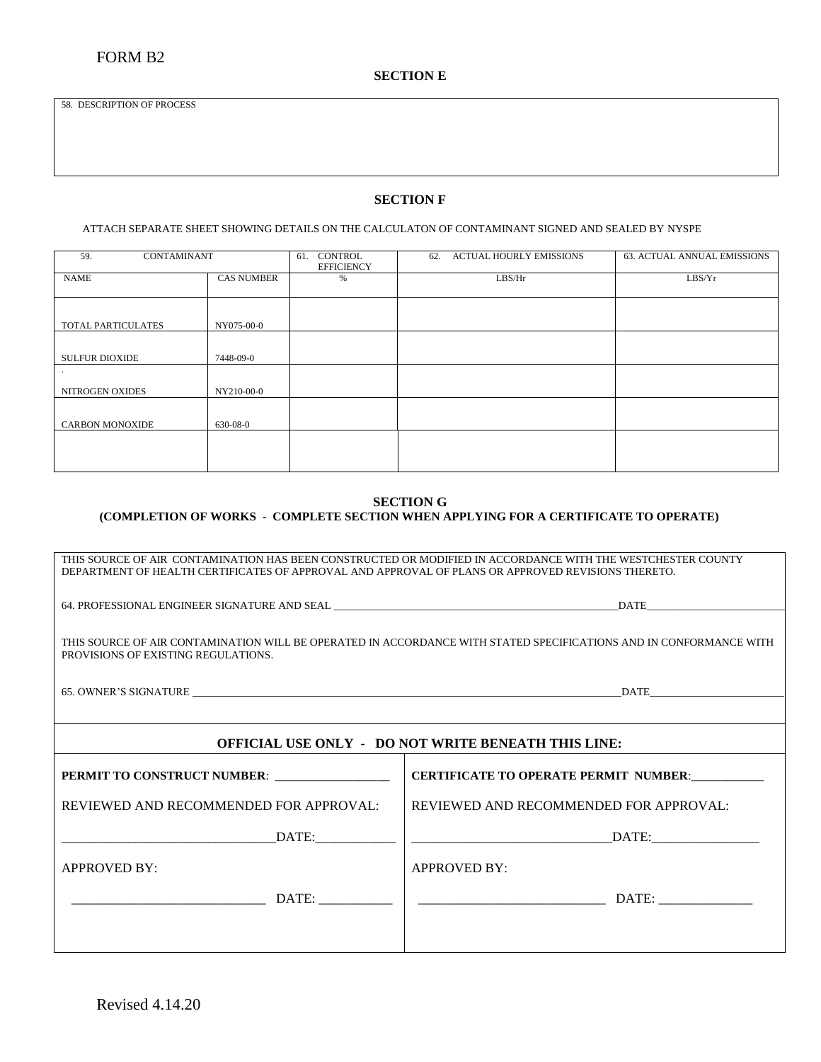FORM B2

## SECTION E

| 58. DESCRIPTION OF PROCESS |
|---|
| |

## SECTION F

ATTACH SEPARATE SHEET SHOWING DETAILS ON THE CALCULATON OF CONTAMINANT SIGNED AND SEALED BY NYSPE

| 59. CONTAMINANT | | 61. CONTROL EFFICIENCY | 62. ACTUAL HOURLY EMISSIONS | 63. ACTUAL ANNUAL EMISSIONS |
|---|---|---|---|---|
| NAME | CAS NUMBER | % | LBS/Hr | LBS/Yr |
| TOTAL PARTICULATES | NY075-00-0 | | | |
| SULFUR DIOXIDE | 7448-09-0 | | | |
| NITROGEN OXIDES | NY210-00-0 | | | |
| CARBON MONOXIDE | 630-08-0 | | | |
| | | | | |

## SECTION G
### (COMPLETION OF WORKS - COMPLETE SECTION WHEN APPLYING FOR A CERTIFICATE TO OPERATE)

THIS SOURCE OF AIR CONTAMINATION HAS BEEN CONSTRUCTED OR MODIFIED IN ACCORDANCE WITH THE WESTCHESTER COUNTY DEPARTMENT OF HEALTH CERTIFICATES OF APPROVAL AND APPROVAL OF PLANS OR APPROVED REVISIONS THERETO.

64. PROFESSIONAL ENGINEER SIGNATURE AND SEAL ____________________ DATE ____________

THIS SOURCE OF AIR CONTAMINATION WILL BE OPERATED IN ACCORDANCE WITH STATED SPECIFICATIONS AND IN CONFORMANCE WITH PROVISIONS OF EXISTING REGULATIONS.

65. OWNER'S SIGNATURE ____________________ DATE ____________

**OFFICIAL USE ONLY - DO NOT WRITE BENEATH THIS LINE:**

| | |
|---|---|
| **PERMIT TO CONSTRUCT NUMBER**: ____________ | **CERTIFICATE TO OPERATE PERMIT NUMBER**: ____________ |
| REVIEWED AND RECOMMENDED FOR APPROVAL: | REVIEWED AND RECOMMENDED FOR APPROVAL: |
| ____________ DATE: ____________ | ____________ DATE: ____________ |
| APPROVED BY: | APPROVED BY: |
| ____________ DATE: ____________ | ____________ DATE: ____________ |

Revised 4.14.20